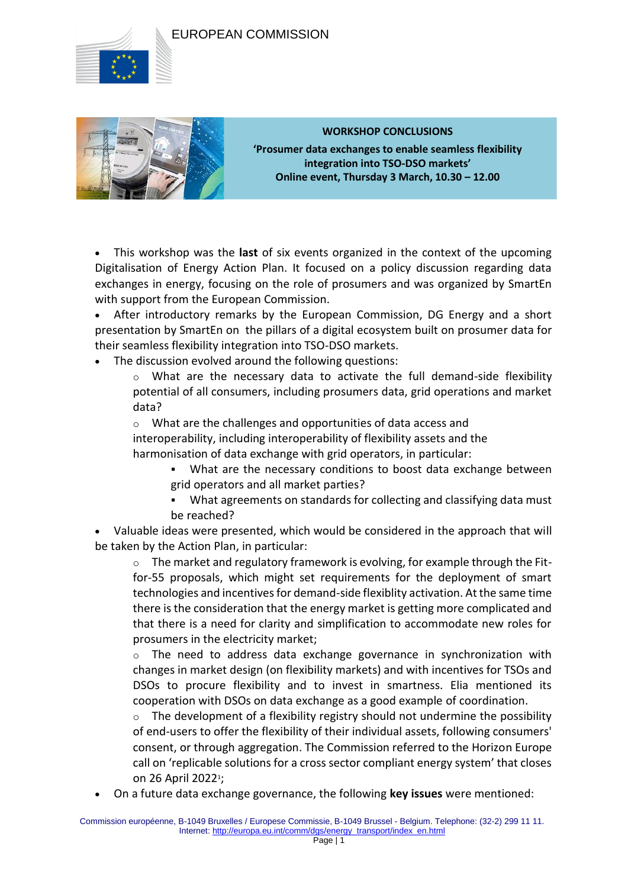EUROPEAN COMMISSION

**WORKSHOP CONCLUSIONS**

**'Prosumer data exchanges to enable seamless flexibility integration into TSO-DSO markets'**

**Online event, Thursday 3 March, 10.30 – 12.00**

- This workshop was the **last** of six events organized in the context of the upcoming Digitalisation of Energy Action Plan. It focused on a policy discussion regarding data exchanges in energy, focusing on the role of prosumers and was organized by SmartEn with support from the European Commission.
- After introductory remarks by the European Commission, DG Energy and a short presentation by SmartEn on the pillars of a digital ecosystem built on prosumer data for their seamless flexibility integration into TSO-DSO markets.
- The discussion evolved around the following questions:
  - What are the necessary data to activate the full demand-side flexibility potential of all consumers, including prosumers data, grid operations and market data?
  - What are the challenges and opportunities of data access and interoperability, including interoperability of flexibility assets and the harmonisation of data exchange with grid operators, in particular:
    - What are the necessary conditions to boost data exchange between grid operators and all market parties?
    - What agreements on standards for collecting and classifying data must be reached?
- Valuable ideas were presented, which would be considered in the approach that will be taken by the Action Plan, in particular:
  - The market and regulatory framework is evolving, for example through the Fit-for-55 proposals, which might set requirements for the deployment of smart technologies and incentives for demand-side flexiblity activation. At the same time there is the consideration that the energy market is getting more complicated and that there is a need for clarity and simplification to accommodate new roles for prosumers in the electricity market;
  - The need to address data exchange governance in synchronization with changes in market design (on flexibility markets) and with incentives for TSOs and DSOs to procure flexibility and to invest in smartness. Elia mentioned its cooperation with DSOs on data exchange as a good example of coordination.
  - The development of a flexibility registry should not undermine the possibility of end-users to offer the flexibility of their individual assets, following consumers' consent, or through aggregation. The Commission referred to the Horizon Europe call on 'replicable solutions for a cross sector compliant energy system' that closes on 26 April 2022[1];
- On a future data exchange governance, the following **key issues** were mentioned: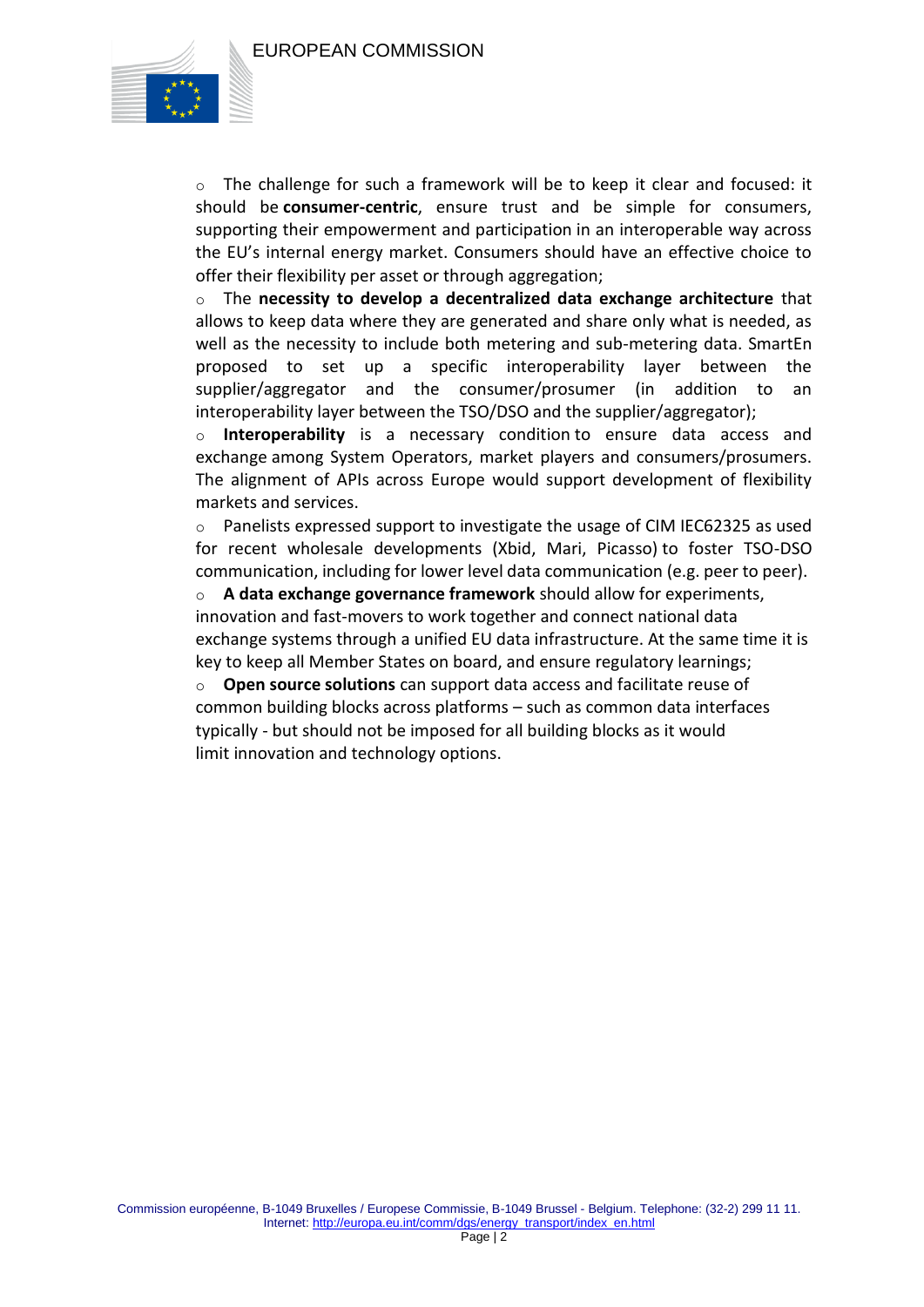- The challenge for such a framework will be to keep it clear and focused: it should be **consumer-centric**, ensure trust and be simple for consumers, supporting their empowerment and participation in an interoperable way across the EU's internal energy market. Consumers should have an effective choice to offer their flexibility per asset or through aggregation;
- The **necessity to develop a decentralized data exchange architecture** that allows to keep data where they are generated and share only what is needed, as well as the necessity to include both metering and sub-metering data. SmartEn proposed to set up a specific interoperability layer between the supplier/aggregator and the consumer/prosumer (in addition to an interoperability layer between the TSO/DSO and the supplier/aggregator);
- **Interoperability** is a necessary condition to ensure data access and exchange among System Operators, market players and consumers/prosumers. The alignment of APIs across Europe would support development of flexibility markets and services.
- Panelists expressed support to investigate the usage of CIM IEC62325 as used for recent wholesale developments (Xbid, Mari, Picasso) to foster TSO-DSO communication, including for lower level data communication (e.g. peer to peer).
- **A data exchange governance framework** should allow for experiments, innovation and fast-movers to work together and connect national data exchange systems through a unified EU data infrastructure. At the same time it is key to keep all Member States on board, and ensure regulatory learnings;
- **Open source solutions** can support data access and facilitate reuse of common building blocks across platforms – such as common data interfaces typically - but should not be imposed for all building blocks as it would limit innovation and technology options.